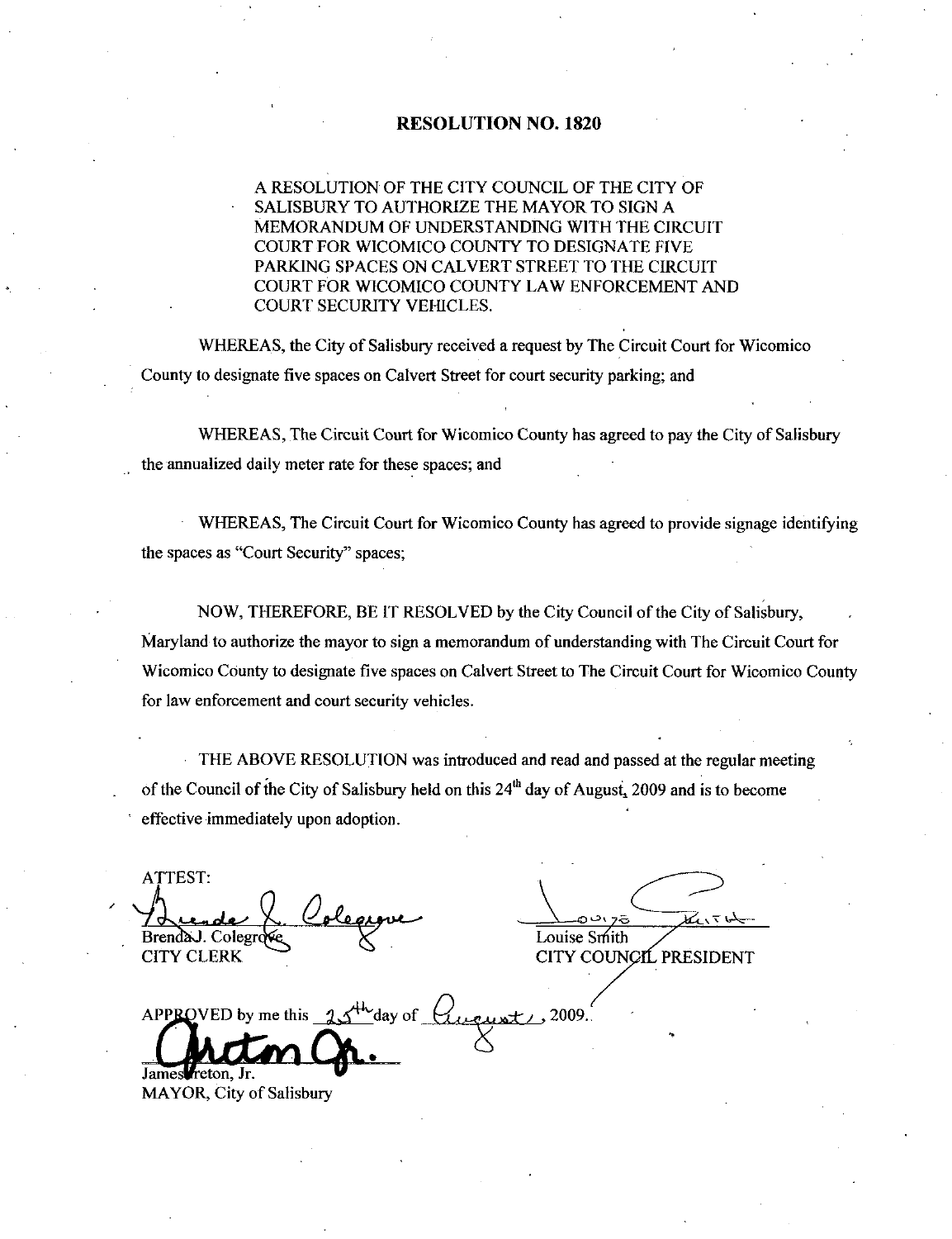# RESOLUTION NO. 1820

A RESOLUTION OF THE CITY COUNCIL OF THE CITY OF SALISBURY TO AUTHORIZE THE MAYOR TO SIGN A MEMORANDUM OF UNDERSTANDING WITH THE CIRCUIT COURT FOR WICOMICO COUNTY TO DESIGNATE FIVE PARKING SPACES ON CALVERT STREET TO THE CIRCUIT COURT FOR WICOMICO COUNTY LAW ENFORCEMENT AND COURT SECURITY VEHICLES.

WHEREAS, the City of Salisbury received a request by The Circuit Court for Wicomico County to designate five spaces on Calvert Street for court security parking; and

WHEREAS, The Circuit Court for Wicomico County has agreed to pay the City of Salisbury the annualized daily meter rate for these spaces; and

WHEREAS, The Circuit Court for Wicomico County has agreed to provide signage identifying the spaces as "Court Security" spaces;

NOW, THEREFORE, BE IT RESOLVED by the City Council of the City of Salisbury, Maryland to authorize the mayor to sign a memorandum of understanding with The Circuit Court for Wicomico County to designate five spaces on Calvert Street to The Circuit Court for Wicomico County for law enforcement and court security vehicles.

THE ABOVE RESOLUTION was introduced and read and passed at the regular meeting of the Council of the City of Salisbury held on this 24th day of August, 2009 and is to become effective immediately upon adoption.

ATTEST:

Brenda J. Colegrove
CITY CLERK

Louise Smith
CITY COUNCIL PRESIDENT

APPROVED by me this 25th day of August, 2009.

James Ireton, Jr.
MAYOR, City of Salisbury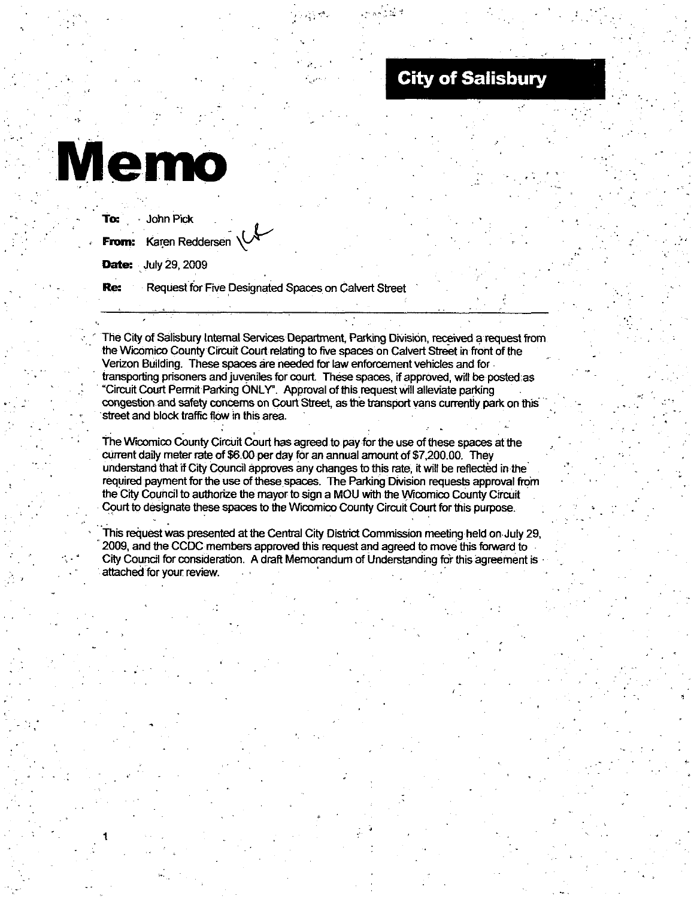**City of Salisbury**

# Memo

**To:** John Pick

**From:** Karen Reddersen

**Date:** July 29, 2009

**Re:** Request for Five Designated Spaces on Calvert Street

---

The City of Salisbury Internal Services Department, Parking Division, received a request from the Wicomico County Circuit Court relating to five spaces on Calvert Street in front of the Verizon Building. These spaces are needed for law enforcement vehicles and for transporting prisoners and juveniles for court. These spaces, if approved, will be posted as "Circuit Court Permit Parking ONLY". Approval of this request will alleviate parking congestion and safety concerns on Court Street, as the transport vans currently park on this street and block traffic flow in this area.

The Wicomico County Circuit Court has agreed to pay for the use of these spaces at the current daily meter rate of $6.00 per day for an annual amount of $7,200.00. They understand that if City Council approves any changes to this rate, it will be reflected in the required payment for the use of these spaces. The Parking Division requests approval from the City Council to authorize the mayor to sign a MOU with the Wicomico County Circuit Court to designate these spaces to the Wicomico County Circuit Court for this purpose.

This request was presented at the Central City District Commission meeting held on July 29, 2009, and the CCDC members approved this request and agreed to move this forward to City Council for consideration. A draft Memorandum of Understanding for this agreement is attached for your review.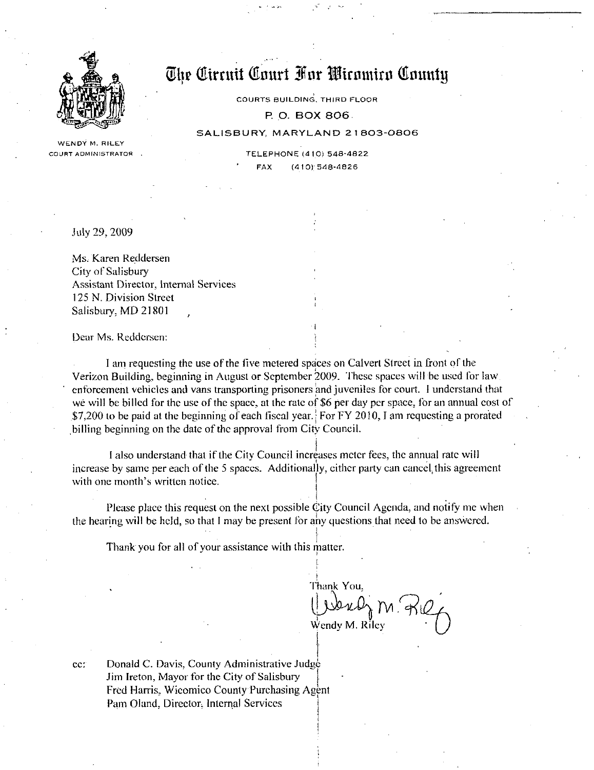# The Circuit Court For Wicomico County

COURTS BUILDING, THIRD FLOOR

P. O. BOX 806

SALISBURY, MARYLAND 21803-0806

TELEPHONE (410) 548-4822

FAX (410) 548-4826

WENDY M. RILEY
COURT ADMINISTRATOR

July 29, 2009

Ms. Karen Reddersen
City of Salisbury
Assistant Director, Internal Services
125 N. Division Street
Salisbury, MD 21801

Dear Ms. Reddersen:

I am requesting the use of the five metered spaces on Calvert Street in front of the Verizon Building, beginning in August or September 2009. These spaces will be used for law enforcement vehicles and vans transporting prisoners and juveniles for court. I understand that we will be billed for the use of the space, at the rate of $6 per day per space, for an annual cost of $7,200 to be paid at the beginning of each fiscal year. For FY 2010, I am requesting a prorated billing beginning on the date of the approval from City Council.

I also understand that if the City Council increases meter fees, the annual rate will increase by same per each of the 5 spaces. Additionally, either party can cancel this agreement with one month's written notice.

Please place this request on the next possible City Council Agenda, and notify me when the hearing will be held, so that I may be present for any questions that need to be answered.

Thank you for all of your assistance with this matter.

Thank You,

Wendy M. Riley

cc: Donald C. Davis, County Administrative Judge
Jim Ireton, Mayor for the City of Salisbury
Fred Harris, Wicomico County Purchasing Agent
Pam Oland, Director, Internal Services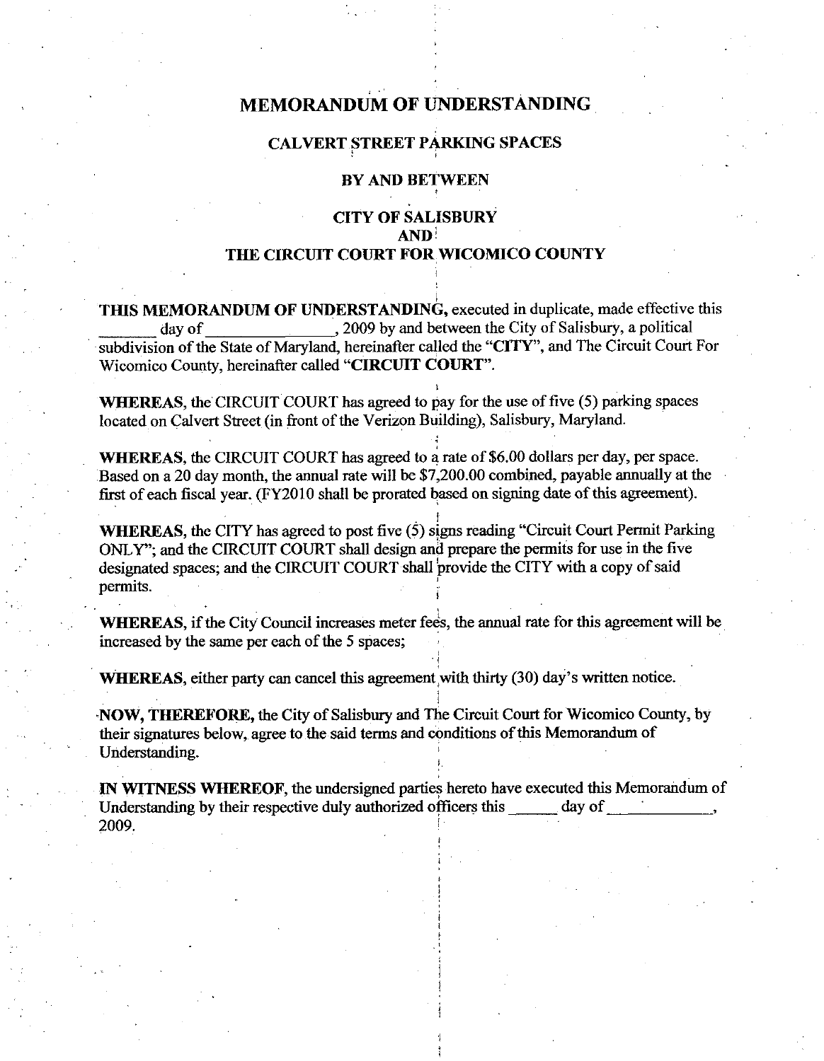# MEMORANDUM OF UNDERSTANDING

## CALVERT STREET PARKING SPACES

## BY AND BETWEEN

## CITY OF SALISBURY
## AND
## THE CIRCUIT COURT FOR WICOMICO COUNTY

**THIS MEMORANDUM OF UNDERSTANDING,** executed in duplicate, made effective this _______ day of _______________, 2009 by and between the City of Salisbury, a political subdivision of the State of Maryland, hereinafter called the "**CITY**", and The Circuit Court For Wicomico County, hereinafter called "**CIRCUIT COURT**".

**WHEREAS,** the CIRCUIT COURT has agreed to pay for the use of five (5) parking spaces located on Calvert Street (in front of the Verizon Building), Salisbury, Maryland.

**WHEREAS,** the CIRCUIT COURT has agreed to a rate of $6.00 dollars per day, per space. Based on a 20 day month, the annual rate will be $7,200.00 combined, payable annually at the first of each fiscal year. (FY2010 shall be prorated based on signing date of this agreement).

**WHEREAS,** the CITY has agreed to post five (5) signs reading "Circuit Court Permit Parking ONLY"; and the CIRCUIT COURT shall design and prepare the permits for use in the five designated spaces; and the CIRCUIT COURT shall provide the CITY with a copy of said permits.

**WHEREAS,** if the City Council increases meter fees, the annual rate for this agreement will be increased by the same per each of the 5 spaces;

**WHEREAS,** either party can cancel this agreement with thirty (30) day's written notice.

**NOW, THEREFORE,** the City of Salisbury and The Circuit Court for Wicomico County, by their signatures below, agree to the said terms and conditions of this Memorandum of Understanding.

**IN WITNESS WHEREOF,** the undersigned parties hereto have executed this Memorandum of Understanding by their respective duly authorized officers this ______ day of ____________, 2009.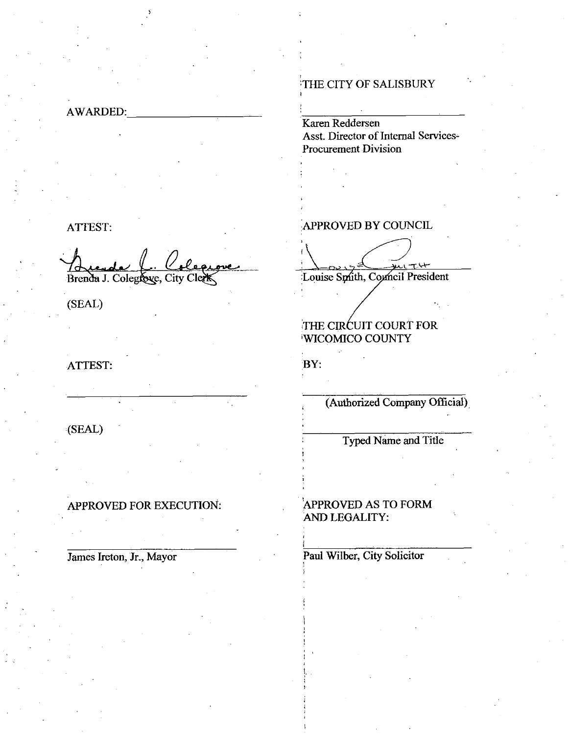AWARDED: ______________________

THE CITY OF SALISBURY

______________________
Karen Reddersen
Asst. Director of Internal Services-
Procurement Division

ATTEST:

______________________
Brenda J. Colegrove, City Clerk

(SEAL)

APPROVED BY COUNCIL

______________________
Louise Smith, Council President

THE CIRCUIT COURT FOR
WICOMICO COUNTY

ATTEST:

______________________

(SEAL)

BY:

______________________
(Authorized Company Official)

______________________
Typed Name and Title

APPROVED FOR EXECUTION:

______________________
James Ireton, Jr., Mayor

APPROVED AS TO FORM
AND LEGALITY:

______________________
Paul Wilber, City Solicitor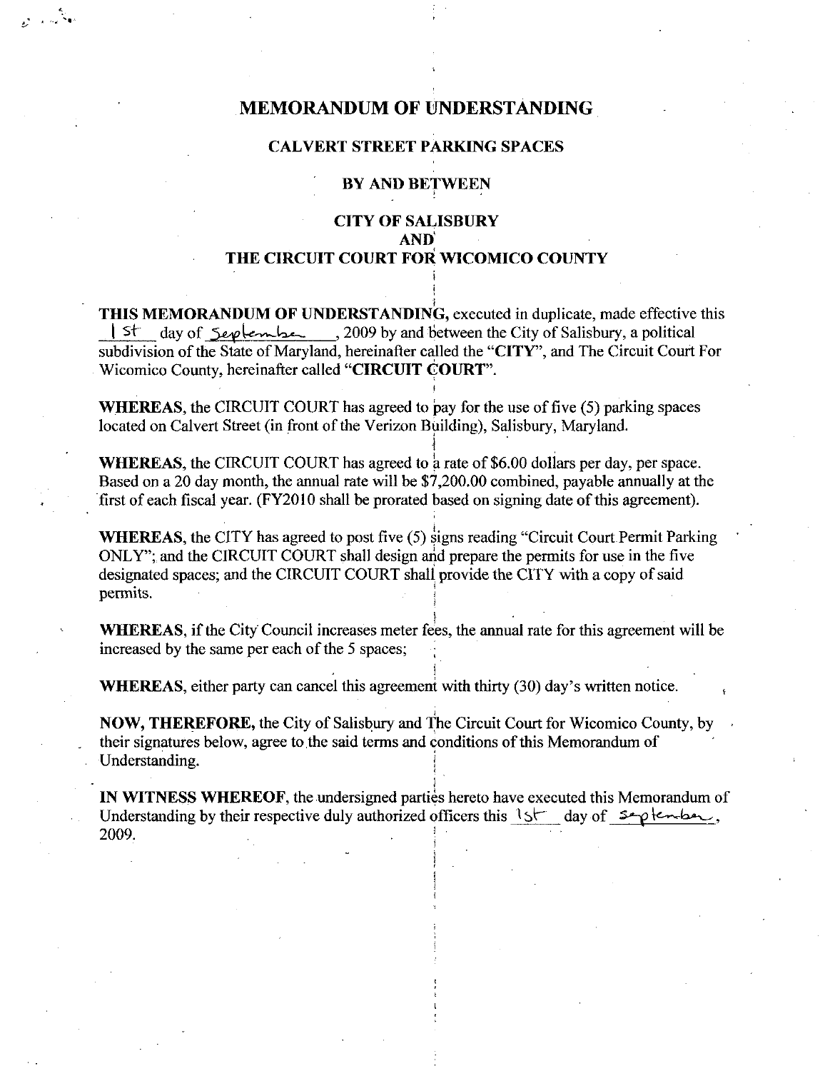# MEMORANDUM OF UNDERSTANDING

## CALVERT STREET PARKING SPACES

## BY AND BETWEEN

## CITY OF SALISBURY
## AND
## THE CIRCUIT COURT FOR WICOMICO COUNTY

**THIS MEMORANDUM OF UNDERSTANDING,** executed in duplicate, made effective this 1st day of September, 2009 by and between the City of Salisbury, a political subdivision of the State of Maryland, hereinafter called the "**CITY**", and The Circuit Court For Wicomico County, hereinafter called "**CIRCUIT COURT**".

**WHEREAS,** the CIRCUIT COURT has agreed to pay for the use of five (5) parking spaces located on Calvert Street (in front of the Verizon Building), Salisbury, Maryland.

**WHEREAS,** the CIRCUIT COURT has agreed to a rate of $6.00 dollars per day, per space. Based on a 20 day month, the annual rate will be $7,200.00 combined, payable annually at the first of each fiscal year. (FY2010 shall be prorated based on signing date of this agreement).

**WHEREAS,** the CITY has agreed to post five (5) signs reading "Circuit Court Permit Parking ONLY"; and the CIRCUIT COURT shall design and prepare the permits for use in the five designated spaces; and the CIRCUIT COURT shall provide the CITY with a copy of said permits.

**WHEREAS,** if the City Council increases meter fees, the annual rate for this agreement will be increased by the same per each of the 5 spaces;

**WHEREAS,** either party can cancel this agreement with thirty (30) day's written notice.

**NOW, THEREFORE,** the City of Salisbury and The Circuit Court for Wicomico County, by their signatures below, agree to the said terms and conditions of this Memorandum of Understanding.

**IN WITNESS WHEREOF,** the undersigned parties hereto have executed this Memorandum of Understanding by their respective duly authorized officers this 1st day of September, 2009.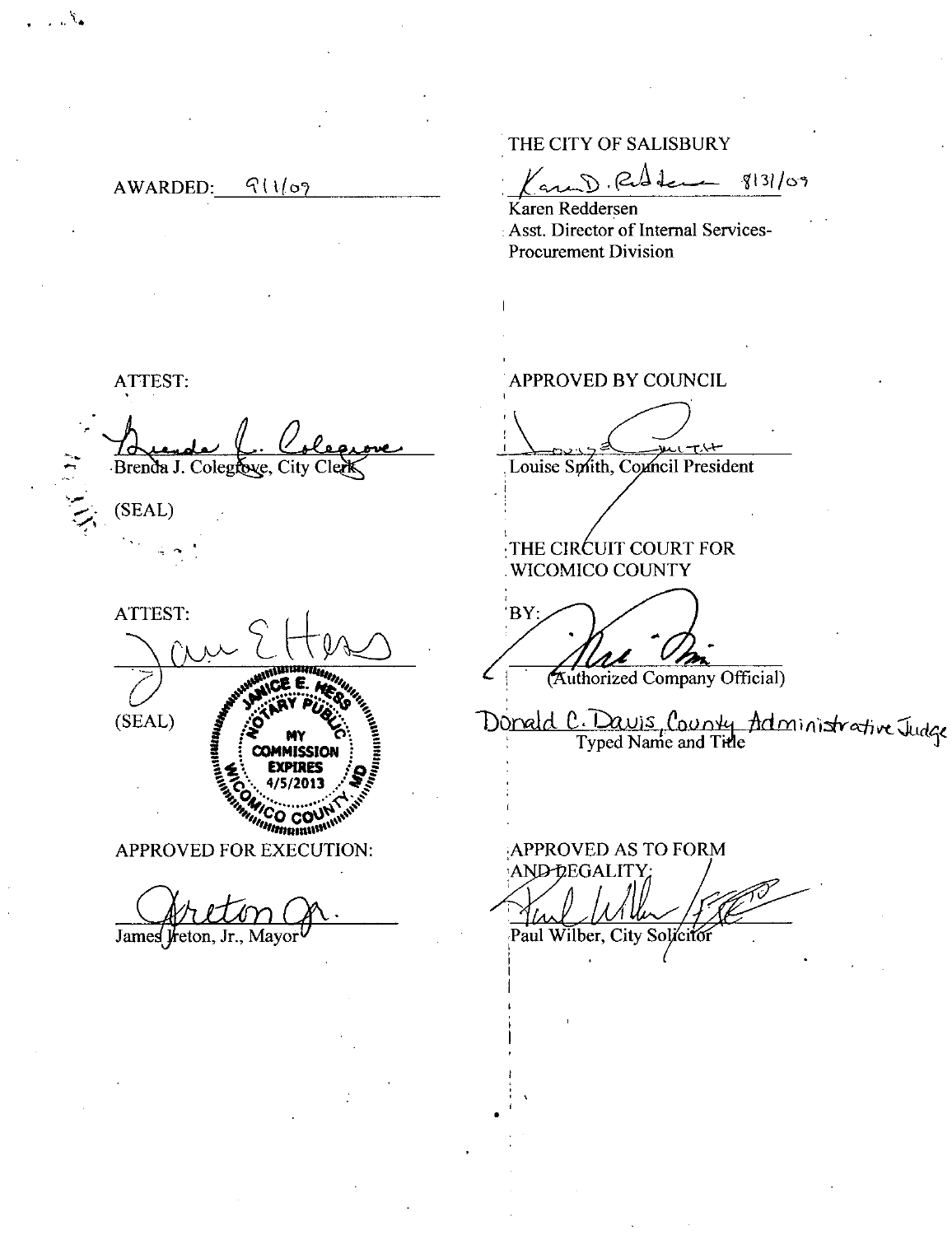AWARDED: 9/1/09

THE CITY OF SALISBURY

Karen D. Reddersen 8/31/09

Karen Reddersen
Asst. Director of Internal Services-
Procurement Division

ATTEST:

Brenda J. Colegrove

Brenda J. Colegrove, City Clerk

(SEAL)

APPROVED BY COUNCIL

Louise Smith

Louise Smith, Council President

ATTEST:

Jan E Hess

(SEAL)

JANICE E. HESS
NOTARY PUBLIC
MY COMMISSION EXPIRES 4/5/2013
WICOMICO COUNTY, MD

THE CIRCUIT COURT FOR
WICOMICO COUNTY

BY: ______________________
(Authorized Company Official)

Donald C. Davis, County Administrative Judge
Typed Name and Title

APPROVED FOR EXECUTION:

Ireton Jr.

James Ireton, Jr., Mayor

APPROVED AS TO FORM
AND LEGALITY:

Paul Wilber

Paul Wilber, City Solicitor